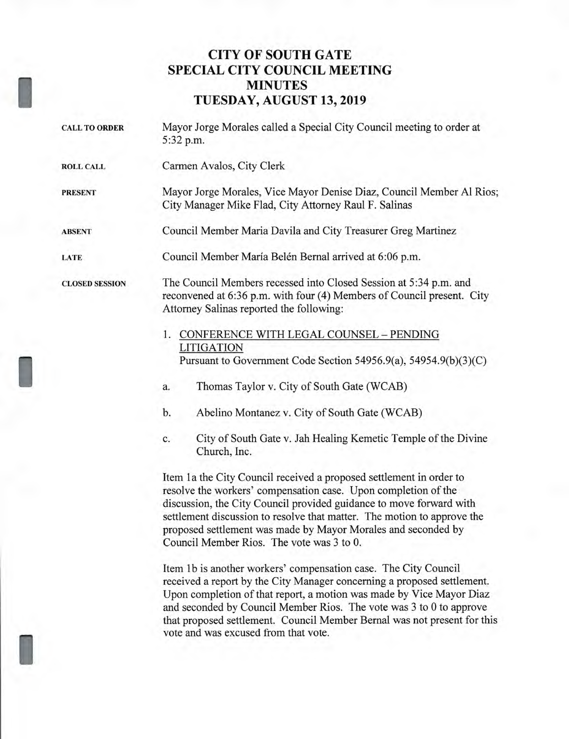# CITY OF SOUTH GATE
# SPECIAL CITY COUNCIL MEETING
# MINUTES
# TUESDAY, AUGUST 13, 2019

**CALL TO ORDER** Mayor Jorge Morales called a Special City Council meeting to order at 5:32 p.m.

**ROLL CALL** Carmen Avalos, City Clerk

**PRESENT** Mayor Jorge Morales, Vice Mayor Denise Diaz, Council Member Al Rios; City Manager Mike Flad, City Attorney Raul F. Salinas

**ABSENT** Council Member Maria Davila and City Treasurer Greg Martinez

**LATE** Council Member María Belén Bernal arrived at 6:06 p.m.

**CLOSED SESSION** The Council Members recessed into Closed Session at 5:34 p.m. and reconvened at 6:36 p.m. with four (4) Members of Council present. City Attorney Salinas reported the following:

1. CONFERENCE WITH LEGAL COUNSEL – PENDING LITIGATION
   Pursuant to Government Code Section 54956.9(a), 54954.9(b)(3)(C)

   a. Thomas Taylor v. City of South Gate (WCAB)

   b. Abelino Montanez v. City of South Gate (WCAB)

   c. City of South Gate v. Jah Healing Kemetic Temple of the Divine Church, Inc.

Item 1a the City Council received a proposed settlement in order to resolve the workers' compensation case. Upon completion of the discussion, the City Council provided guidance to move forward with settlement discussion to resolve that matter. The motion to approve the proposed settlement was made by Mayor Morales and seconded by Council Member Rios. The vote was 3 to 0.

Item 1b is another workers' compensation case. The City Council received a report by the City Manager concerning a proposed settlement. Upon completion of that report, a motion was made by Vice Mayor Diaz and seconded by Council Member Rios. The vote was 3 to 0 to approve that proposed settlement. Council Member Bernal was not present for this vote and was excused from that vote.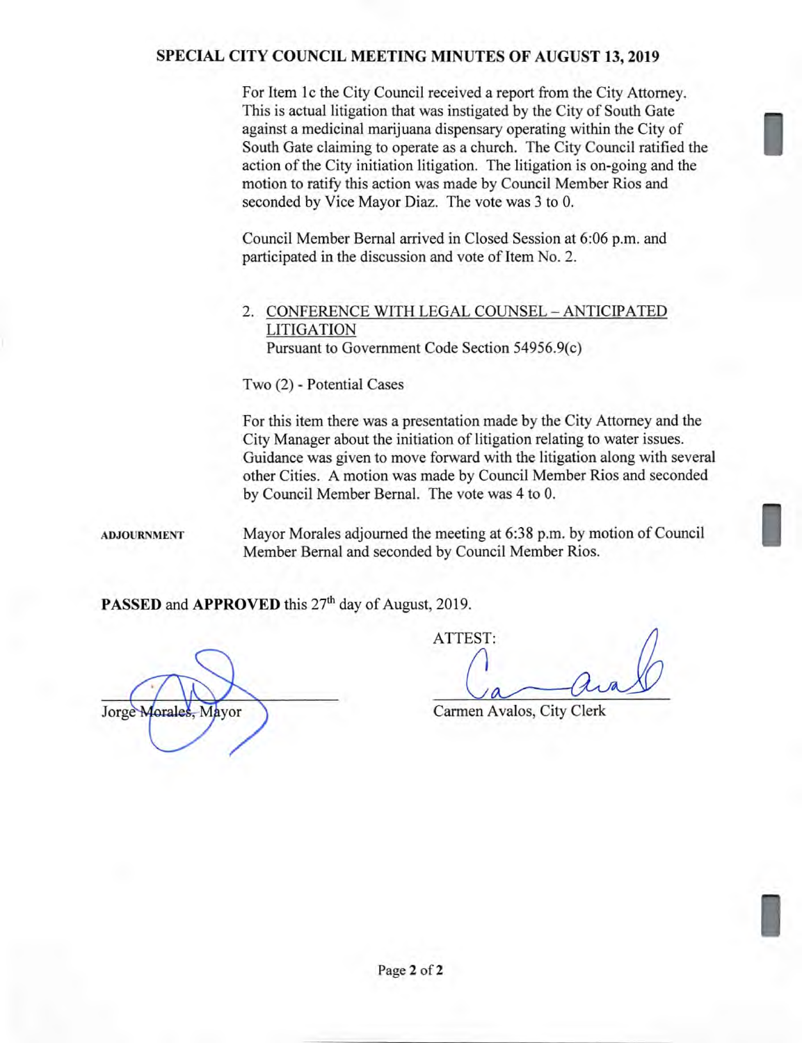## SPECIAL CITY COUNCIL MEETING MINUTES OF AUGUST 13, 2019

For Item 1c the City Council received a report from the City Attorney. This is actual litigation that was instigated by the City of South Gate against a medicinal marijuana dispensary operating within the City of South Gate claiming to operate as a church. The City Council ratified the action of the City initiation litigation. The litigation is on-going and the motion to ratify this action was made by Council Member Rios and seconded by Vice Mayor Diaz. The vote was 3 to 0.

Council Member Bernal arrived in Closed Session at 6:06 p.m. and participated in the discussion and vote of Item No. 2.

2. CONFERENCE WITH LEGAL COUNSEL – ANTICIPATED LITIGATION
   Pursuant to Government Code Section 54956.9(c)

Two (2) - Potential Cases

For this item there was a presentation made by the City Attorney and the City Manager about the initiation of litigation relating to water issues. Guidance was given to move forward with the litigation along with several other Cities. A motion was made by Council Member Rios and seconded by Council Member Bernal. The vote was 4 to 0.

**ADJOURNMENT**

Mayor Morales adjourned the meeting at 6:38 p.m. by motion of Council Member Bernal and seconded by Council Member Rios.

**PASSED** and **APPROVED** this 27th day of August, 2019.

Jorge Morales, Mayor

ATTEST:

Carmen Avalos, City Clerk